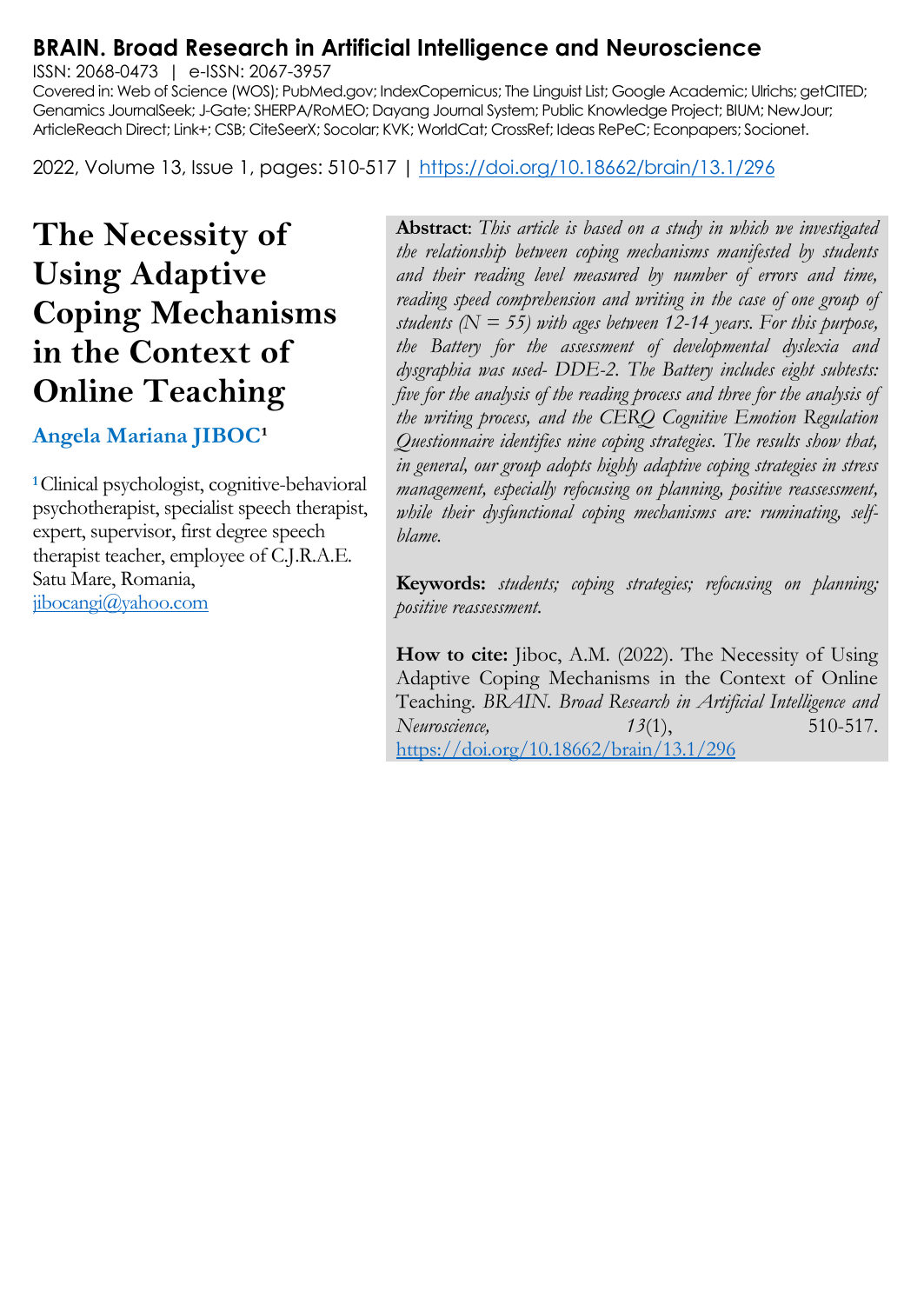# BRAIN. Broad Research in Artificial Intelligence and Neuroscience

ISSN: 2068-0473 | e-ISSN: 2067-3957

Covered in: Web of Science (WOS); PubMed.gov; IndexCopernicus; The Linguist List; Google Academic; Ulrichs; getCITED; Genamics JournalSeek; J-Gate; SHERPA/RoMEO; Dayang Journal System; Public Knowledge Project; BIUM; NewJour; ArticleReach Direct; Link+; CSB; CiteSeerX; Socolar; KVK; WorldCat; CrossRef; Ideas RePeC; Econpapers; Socionet.

2022, Volume 13, Issue 1, pages: 510-517 | https://doi.org/10.18662/brain/13.1/296

# The Necessity of Using Adaptive Coping Mechanisms in the Context of Online Teaching

**Angela Mariana JIBOC**[1]

[1] Clinical psychologist, cognitive-behavioral psychotherapist, specialist speech therapist, expert, supervisor, first degree speech therapist teacher, employee of C.J.R.A.E. Satu Mare, Romania, jibocangi@yahoo.com

**Abstract**: *This article is based on a study in which we investigated the relationship between coping mechanisms manifested by students and their reading level measured by number of errors and time, reading speed comprehension and writing in the case of one group of students (N = 55) with ages between 12-14 years. For this purpose, the Battery for the assessment of developmental dyslexia and dysgraphia was used- DDE-2. The Battery includes eight subtests: five for the analysis of the reading process and three for the analysis of the writing process, and the CERQ Cognitive Emotion Regulation Questionnaire identifies nine coping strategies. The results show that, in general, our group adopts highly adaptive coping strategies in stress management, especially refocusing on planning, positive reassessment, while their dysfunctional coping mechanisms are: ruminating, self-blame.*

**Keywords:** *students; coping strategies; refocusing on planning; positive reassessment.*

**How to cite:** Jiboc, A.M. (2022). The Necessity of Using Adaptive Coping Mechanisms in the Context of Online Teaching. *BRAIN. Broad Research in Artificial Intelligence and Neuroscience, 13*(1), 510-517. https://doi.org/10.18662/brain/13.1/296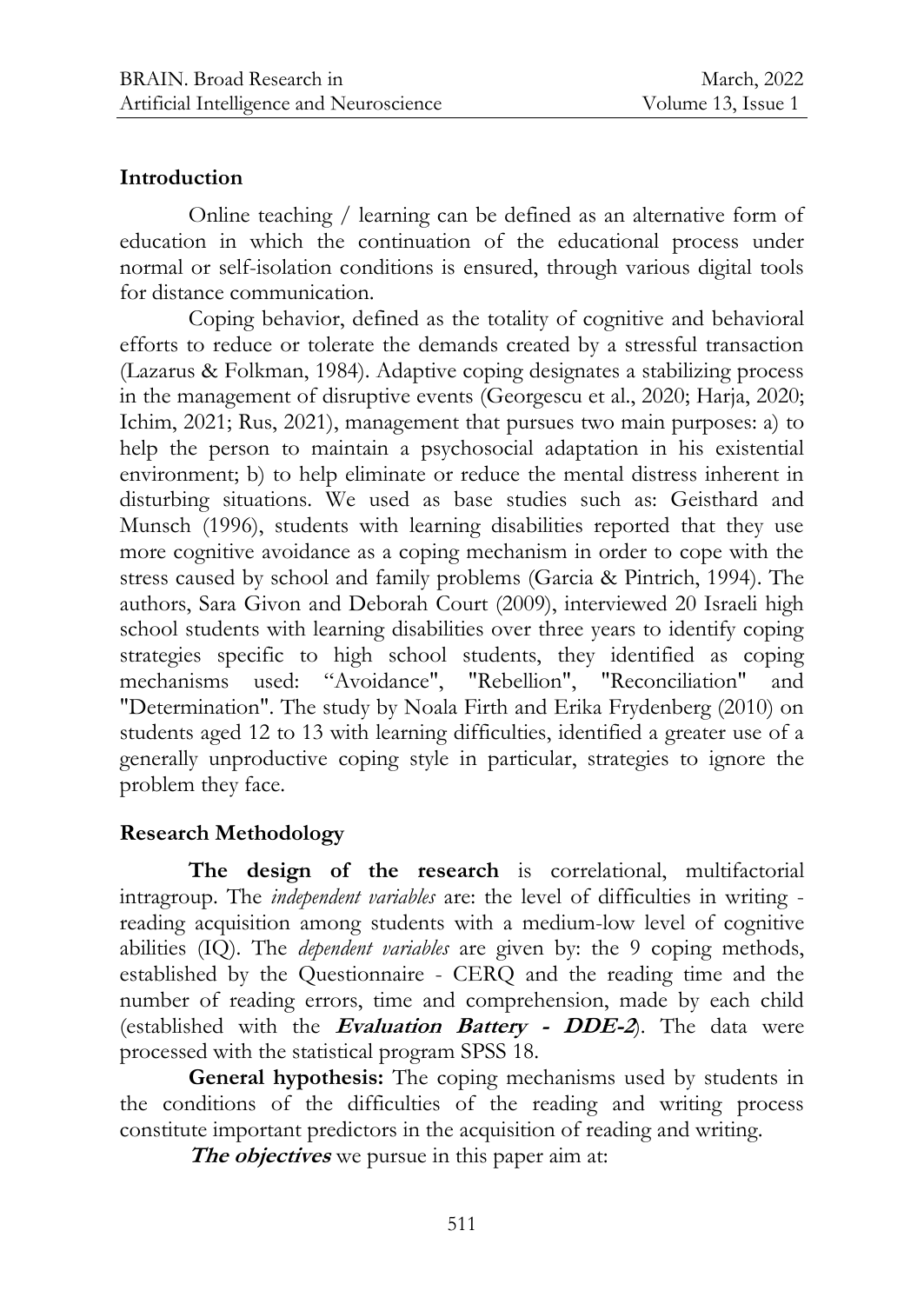## Introduction

Online teaching / learning can be defined as an alternative form of education in which the continuation of the educational process under normal or self-isolation conditions is ensured, through various digital tools for distance communication.

Coping behavior, defined as the totality of cognitive and behavioral efforts to reduce or tolerate the demands created by a stressful transaction (Lazarus & Folkman, 1984). Adaptive coping designates a stabilizing process in the management of disruptive events (Georgescu et al., 2020; Harja, 2020; Ichim, 2021; Rus, 2021), management that pursues two main purposes: a) to help the person to maintain a psychosocial adaptation in his existential environment; b) to help eliminate or reduce the mental distress inherent in disturbing situations. We used as base studies such as: Geisthard and Munsch (1996), students with learning disabilities reported that they use more cognitive avoidance as a coping mechanism in order to cope with the stress caused by school and family problems (Garcia & Pintrich, 1994). The authors, Sara Givon and Deborah Court (2009), interviewed 20 Israeli high school students with learning disabilities over three years to identify coping strategies specific to high school students, they identified as coping mechanisms used: "Avoidance", "Rebellion", "Reconciliation" and "Determination". The study by Noala Firth and Erika Frydenberg (2010) on students aged 12 to 13 with learning difficulties, identified a greater use of a generally unproductive coping style in particular, strategies to ignore the problem they face.

## Research Methodology

**The design of the research** is correlational, multifactorial intragroup. The *independent variables* are: the level of difficulties in writing - reading acquisition among students with a medium-low level of cognitive abilities (IQ). The *dependent variables* are given by: the 9 coping methods, established by the Questionnaire - CERQ and the reading time and the number of reading errors, time and comprehension, made by each child (established with the ***Evaluation Battery - DDE-2***). The data were processed with the statistical program SPSS 18.

**General hypothesis:** The coping mechanisms used by students in the conditions of the difficulties of the reading and writing process constitute important predictors in the acquisition of reading and writing.

***The objectives*** we pursue in this paper aim at: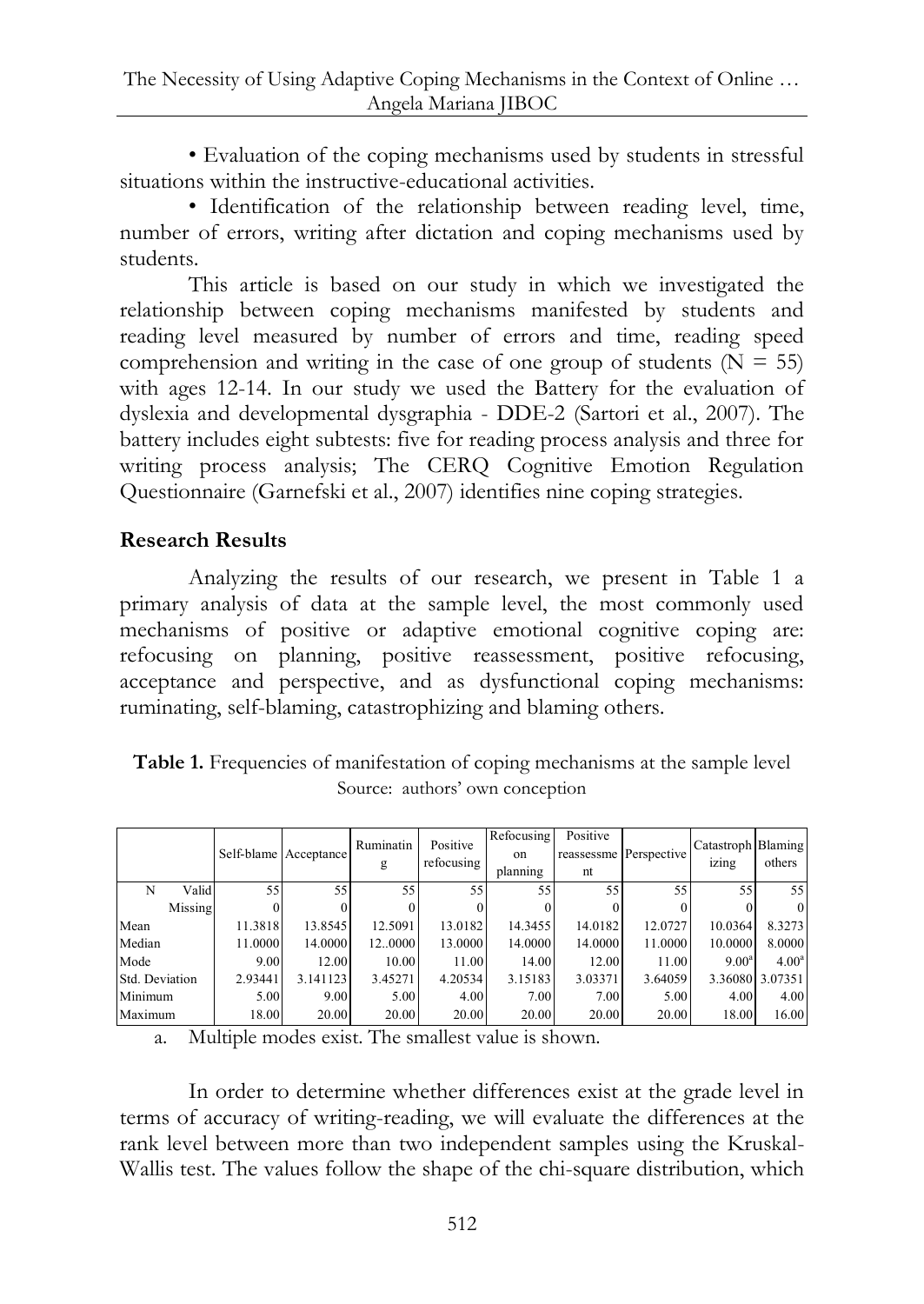• Evaluation of the coping mechanisms used by students in stressful situations within the instructive-educational activities.

• Identification of the relationship between reading level, time, number of errors, writing after dictation and coping mechanisms used by students.

This article is based on our study in which we investigated the relationship between coping mechanisms manifested by students and reading level measured by number of errors and time, reading speed comprehension and writing in the case of one group of students (N = 55) with ages 12-14. In our study we used the Battery for the evaluation of dyslexia and developmental dysgraphia - DDE-2 (Sartori et al., 2007). The battery includes eight subtests: five for reading process analysis and three for writing process analysis; The CERQ Cognitive Emotion Regulation Questionnaire (Garnefski et al., 2007) identifies nine coping strategies.

## Research Results

Analyzing the results of our research, we present in Table 1 a primary analysis of data at the sample level, the most commonly used mechanisms of positive or adaptive emotional cognitive coping are: refocusing on planning, positive reassessment, positive refocusing, acceptance and perspective, and as dysfunctional coping mechanisms: ruminating, self-blaming, catastrophizing and blaming others.

**Table 1.** Frequencies of manifestation of coping mechanisms at the sample level
Source: authors' own conception

| | | Self-blame | Acceptance | Ruminating | Positive refocusing | Refocusing on planning | Positive reassessment | Perspective | Catastrophizing | Blaming others |
|---|---|---|---|---|---|---|---|---|---|---|
| N | Valid | 55 | 55 | 55 | 55 | 55 | 55 | 55 | 55 | 55 |
| | Missing | 0 | 0 | 0 | 0 | 0 | 0 | 0 | 0 | 0 |
| Mean | | 11.3818 | 13.8545 | 12.5091 | 13.0182 | 14.3455 | 14.0182 | 12.0727 | 10.0364 | 8.3273 |
| Median | | 11.0000 | 14.0000 | 12..0000 | 13.0000 | 14.0000 | 14.0000 | 11.0000 | 10.0000 | 8.0000 |
| Mode | | 9.00 | 12.00 | 10.00 | 11.00 | 14.00 | 12.00 | 11.00 | 9.00[a] | 4.00[a] |
| Std. Deviation | | 2.93441 | 3.141123 | 3.45271 | 4.20534 | 3.15183 | 3.03371 | 3.64059 | 3.36080 | 3.07351 |
| Minimum | | 5.00 | 9.00 | 5.00 | 4.00 | 7.00 | 7.00 | 5.00 | 4.00 | 4.00 |
| Maximum | | 18.00 | 20.00 | 20.00 | 20.00 | 20.00 | 20.00 | 20.00 | 18.00 | 16.00 |

a. Multiple modes exist. The smallest value is shown.

In order to determine whether differences exist at the grade level in terms of accuracy of writing-reading, we will evaluate the differences at the rank level between more than two independent samples using the Kruskal-Wallis test. The values follow the shape of the chi-square distribution, which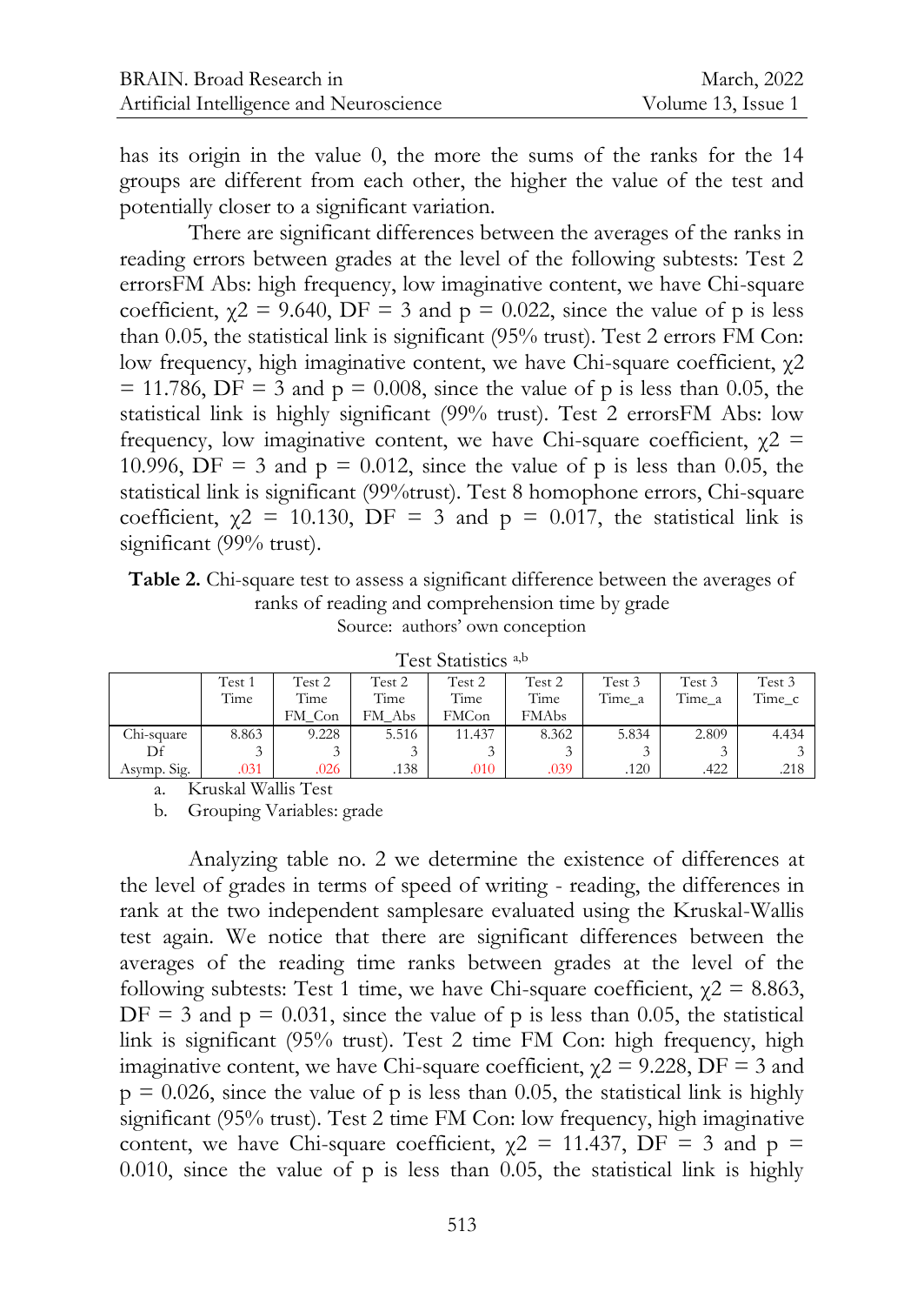has its origin in the value 0, the more the sums of the ranks for the 14 groups are different from each other, the higher the value of the test and potentially closer to a significant variation.

There are significant differences between the averages of the ranks in reading errors between grades at the level of the following subtests: Test 2 errorsFM Abs: high frequency, low imaginative content, we have Chi-square coefficient, $\chi 2 = 9.640$, DF = 3 and $p = 0.022$, since the value of p is less than 0.05, the statistical link is significant (95% trust). Test 2 errors FM Con: low frequency, high imaginative content, we have Chi-square coefficient, $\chi 2 = 11.786$, DF = 3 and $p = 0.008$, since the value of p is less than 0.05, the statistical link is highly significant (99% trust). Test 2 errorsFM Abs: low frequency, low imaginative content, we have Chi-square coefficient, $\chi 2 = 10.996$, DF = 3 and $p = 0.012$, since the value of p is less than 0.05, the statistical link is significant (99%trust). Test 8 homophone errors, Chi-square coefficient, $\chi 2 = 10.130$, DF = 3 and $p = 0.017$, the statistical link is significant (99% trust).

**Table 2.** Chi-square test to assess a significant difference between the averages of ranks of reading and comprehension time by grade

Source: authors' own conception

Test Statistics [a,b]

| | Test 1 Time | Test 2 Time FM_Con | Test 2 Time FM_Abs | Test 2 Time FMCon | Test 2 Time FMAbs | Test 3 Time_a | Test 3 Time_a | Test 3 Time_c |
|---|---|---|---|---|---|---|---|---|
| Chi-square | 8.863 | 9.228 | 5.516 | 11.437 | 8.362 | 5.834 | 2.809 | 4.434 |
| Df | 3 | 3 | 3 | 3 | 3 | 3 | 3 | 3 |
| Asymp. Sig. | .031 | .026 | .138 | .010 | .039 | .120 | .422 | .218 |

a. Kruskal Wallis Test

b. Grouping Variables: grade

Analyzing table no. 2 we determine the existence of differences at the level of grades in terms of speed of writing - reading, the differences in rank at the two independent samplesare evaluated using the Kruskal-Wallis test again. We notice that there are significant differences between the averages of the reading time ranks between grades at the level of the following subtests: Test 1 time, we have Chi-square coefficient, $\chi 2 = 8.863$, DF = 3 and $p = 0.031$, since the value of p is less than 0.05, the statistical link is significant (95% trust). Test 2 time FM Con: high frequency, high imaginative content, we have Chi-square coefficient, $\chi 2 = 9.228$, DF = 3 and $p = 0.026$, since the value of p is less than 0.05, the statistical link is highly significant (95% trust). Test 2 time FM Con: low frequency, high imaginative content, we have Chi-square coefficient, $\chi 2 = 11.437$, DF = 3 and $p = 0.010$, since the value of p is less than 0.05, the statistical link is highly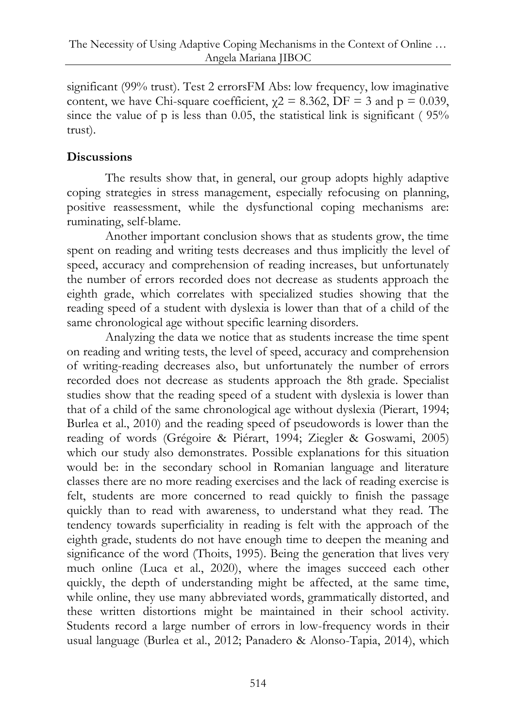significant (99% trust). Test 2 errorsFM Abs: low frequency, low imaginative content, we have Chi-square coefficient, $\chi 2 = 8.362$, $DF = 3$ and $p = 0.039$, since the value of p is less than 0.05, the statistical link is significant ( 95% trust).

## Discussions

The results show that, in general, our group adopts highly adaptive coping strategies in stress management, especially refocusing on planning, positive reassessment, while the dysfunctional coping mechanisms are: ruminating, self-blame.

Another important conclusion shows that as students grow, the time spent on reading and writing tests decreases and thus implicitly the level of speed, accuracy and comprehension of reading increases, but unfortunately the number of errors recorded does not decrease as students approach the eighth grade, which correlates with specialized studies showing that the reading speed of a student with dyslexia is lower than that of a child of the same chronological age without specific learning disorders.

Analyzing the data we notice that as students increase the time spent on reading and writing tests, the level of speed, accuracy and comprehension of writing-reading decreases also, but unfortunately the number of errors recorded does not decrease as students approach the 8th grade. Specialist studies show that the reading speed of a student with dyslexia is lower than that of a child of the same chronological age without dyslexia (Pierart, 1994; Burlea et al., 2010) and the reading speed of pseudowords is lower than the reading of words (Grégoire & Piérart, 1994; Ziegler & Goswami, 2005) which our study also demonstrates. Possible explanations for this situation would be: in the secondary school in Romanian language and literature classes there are no more reading exercises and the lack of reading exercise is felt, students are more concerned to read quickly to finish the passage quickly than to read with awareness, to understand what they read. The tendency towards superficiality in reading is felt with the approach of the eighth grade, students do not have enough time to deepen the meaning and significance of the word (Thoits, 1995). Being the generation that lives very much online (Luca et al., 2020), where the images succeed each other quickly, the depth of understanding might be affected, at the same time, while online, they use many abbreviated words, grammatically distorted, and these written distortions might be maintained in their school activity. Students record a large number of errors in low-frequency words in their usual language (Burlea et al., 2012; Panadero & Alonso-Tapia, 2014), which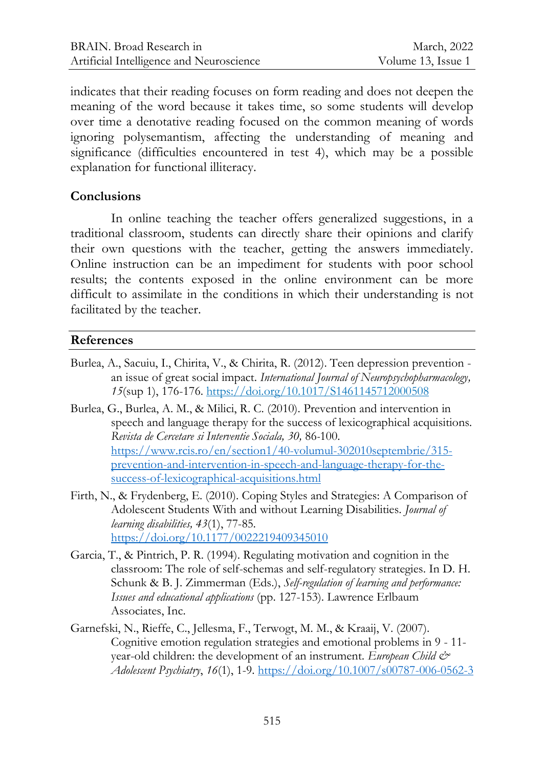indicates that their reading focuses on form reading and does not deepen the meaning of the word because it takes time, so some students will develop over time a denotative reading focused on the common meaning of words ignoring polysemantism, affecting the understanding of meaning and significance (difficulties encountered in test 4), which may be a possible explanation for functional illiteracy.

## Conclusions

In online teaching the teacher offers generalized suggestions, in a traditional classroom, students can directly share their opinions and clarify their own questions with the teacher, getting the answers immediately. Online instruction can be an impediment for students with poor school results; the contents exposed in the online environment can be more difficult to assimilate in the conditions in which their understanding is not facilitated by the teacher.

## References

Burlea, A., Sacuiu, I., Chirita, V., & Chirita, R. (2012). Teen depression prevention - an issue of great social impact. *International Journal of Neuropsychopharmacology, 15*(sup 1), 176-176. https://doi.org/10.1017/S1461145712000508

Burlea, G., Burlea, A. M., & Milici, R. C. (2010). Prevention and intervention in speech and language therapy for the success of lexicographical acquisitions. *Revista de Cercetare si Interventie Sociala, 30,* 86-100. https://www.rcis.ro/en/section1/40-volumul-302010septembrie/315-prevention-and-intervention-in-speech-and-language-therapy-for-the-success-of-lexicographical-acquisitions.html

Firth, N., & Frydenberg, E. (2010). Coping Styles and Strategies: A Comparison of Adolescent Students With and without Learning Disabilities. *Journal of learning disabilities, 43*(1), 77-85. https://doi.org/10.1177/0022219409345010

Garcia, T., & Pintrich, P. R. (1994). Regulating motivation and cognition in the classroom: The role of self-schemas and self-regulatory strategies. In D. H. Schunk & B. J. Zimmerman (Eds.), *Self-regulation of learning and performance: Issues and educational applications* (pp. 127-153). Lawrence Erlbaum Associates, Inc.

Garnefski, N., Rieffe, C., Jellesma, F., Terwogt, M. M., & Kraaij, V. (2007). Cognitive emotion regulation strategies and emotional problems in 9 - 11-year-old children: the development of an instrument. *European Child & Adolescent Psychiatry*, *16*(1), 1-9. https://doi.org/10.1007/s00787-006-0562-3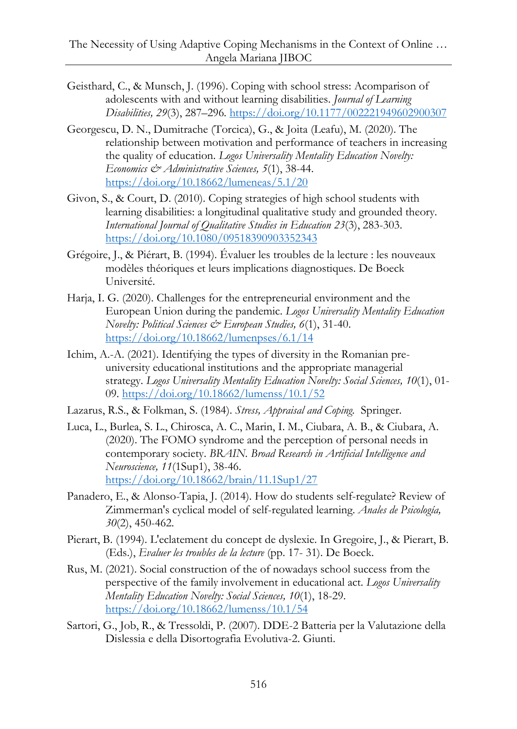Geisthard, C., & Munsch, J. (1996). Coping with school stress: Acomparison of adolescents with and without learning disabilities. *Journal of Learning Disabilities, 29*(3), 287–296. https://doi.org/10.1177/002221949602900307

Georgescu, D. N., Dumitrache (Torcica), G., & Joita (Leafu), M. (2020). The relationship between motivation and performance of teachers in increasing the quality of education. *Logos Universality Mentality Education Novelty: Economics & Administrative Sciences, 5*(1), 38-44. https://doi.org/10.18662/lumeneas/5.1/20

Givon, S., & Court, D. (2010). Coping strategies of high school students with learning disabilities: a longitudinal qualitative study and grounded theory. *International Journal of Qualitative Studies in Education 23*(3), 283-303. https://doi.org/10.1080/09518390903352343

Grégoire, J., & Piérart, B. (1994). Évaluer les troubles de la lecture : les nouveaux modèles théoriques et leurs implications diagnostiques. De Boeck Université.

Harja, I. G. (2020). Challenges for the entrepreneurial environment and the European Union during the pandemic. *Logos Universality Mentality Education Novelty: Political Sciences & European Studies, 6*(1), 31-40. https://doi.org/10.18662/lumenpses/6.1/14

Ichim, A.-A. (2021). Identifying the types of diversity in the Romanian pre-university educational institutions and the appropriate managerial strategy. *Logos Universality Mentality Education Novelty: Social Sciences, 10*(1), 01-09. https://doi.org/10.18662/lumenss/10.1/52

Lazarus, R.S., & Folkman, S. (1984). *Stress, Appraisal and Coping.* Springer.

Luca, L., Burlea, S. L., Chirosca, A. C., Marin, I. M., Ciubara, A. B., & Ciubara, A. (2020). The FOMO syndrome and the perception of personal needs in contemporary society. *BRAIN. Broad Research in Artificial Intelligence and Neuroscience, 11*(1Sup1), 38-46. https://doi.org/10.18662/brain/11.1Sup1/27

Panadero, E., & Alonso-Tapia, J. (2014). How do students self-regulate? Review of Zimmerman's cyclical model of self-regulated learning. *Anales de Psicología, 30*(2), 450-462.

Pierart, B. (1994). L'eclatement du concept de dyslexie. In Gregoire, J., & Pierart, B. (Eds.), *Evaluer les troubles de la lecture* (pp. 17- 31). De Boeck.

Rus, M. (2021). Social construction of the of nowadays school success from the perspective of the family involvement in educational act. *Logos Universality Mentality Education Novelty: Social Sciences, 10*(1), 18-29. https://doi.org/10.18662/lumenss/10.1/54

Sartori, G., Job, R., & Tressoldi, P. (2007). DDE-2 Batteria per la Valutazione della Dislessia e della Disortografia Evolutiva-2. Giunti.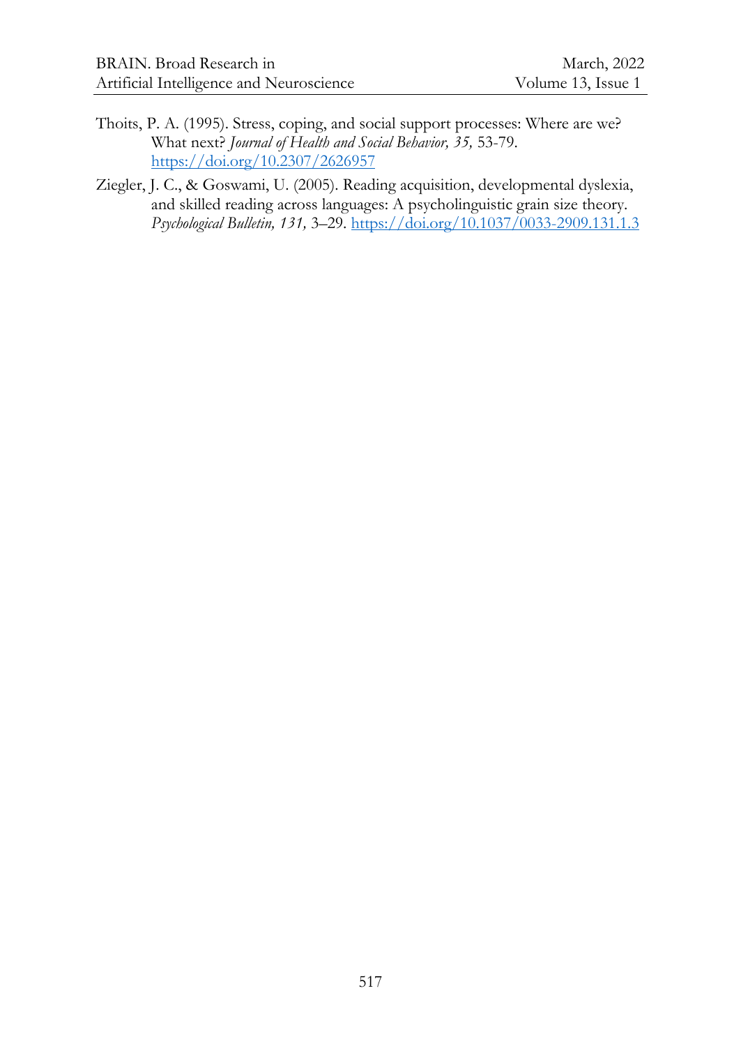Thoits, P. A. (1995). Stress, coping, and social support processes: Where are we? What next? *Journal of Health and Social Behavior, 35,* 53-79. https://doi.org/10.2307/2626957

Ziegler, J. C., & Goswami, U. (2005). Reading acquisition, developmental dyslexia, and skilled reading across languages: A psycholinguistic grain size theory. *Psychological Bulletin, 131,* 3–29. https://doi.org/10.1037/0033-2909.131.1.3